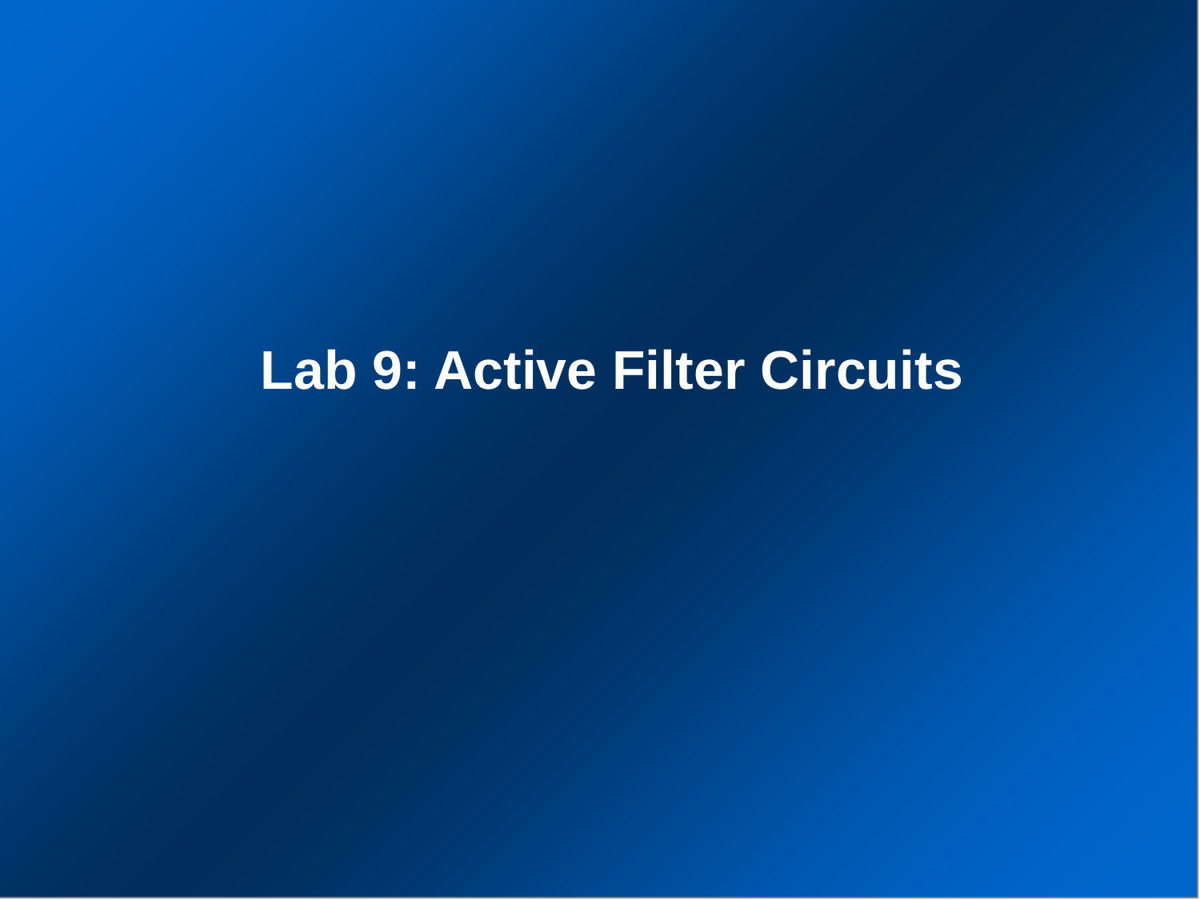# Lab 9: Active Filter Circuits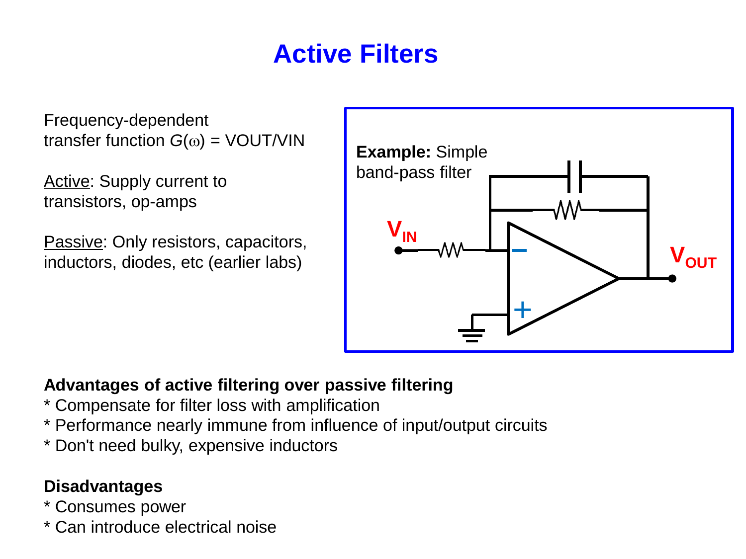# Active Filters

Frequency-dependent transfer function $G(\omega)$ = VOUT/VIN

Active: Supply current to transistors, op-amps

Passive: Only resistors, capacitors, inductors, diodes, etc (earlier labs)

**Example:** Simple band-pass filter

$V_{IN}$

$V_{OUT}$

**Advantages of active filtering over passive filtering**
* Compensate for filter loss with amplification
* Performance nearly immune from influence of input/output circuits
* Don't need bulky, expensive inductors

**Disadvantages**
* Consumes power
* Can introduce electrical noise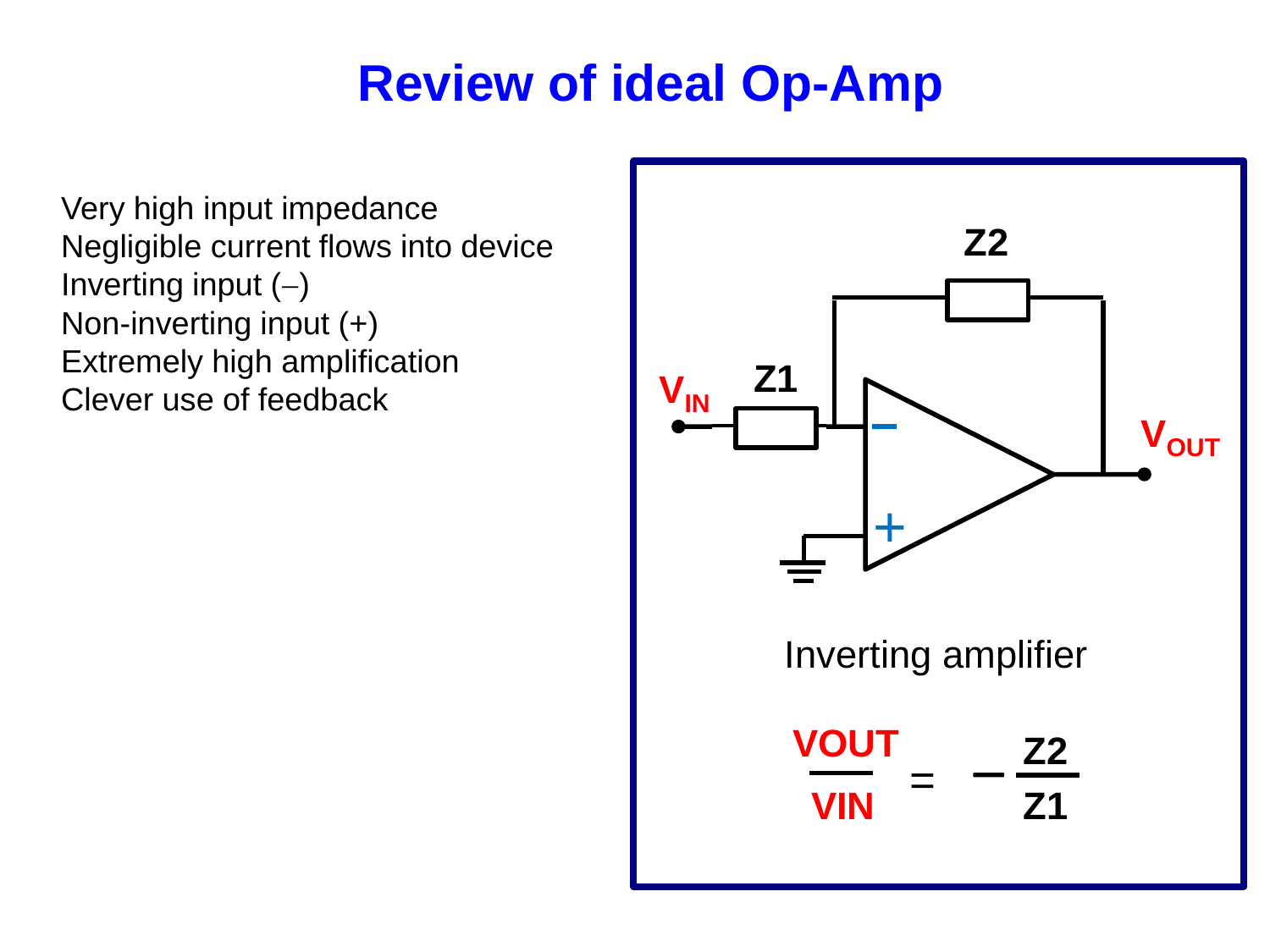# Review of ideal Op-Amp

Very high input impedance
Negligible current flows into device
Inverting input (–)
Non-inverting input (+)
Extremely high amplification
Clever use of feedback

Inverting amplifier

$$\frac{VOUT}{VIN} = -\frac{Z2}{Z1}$$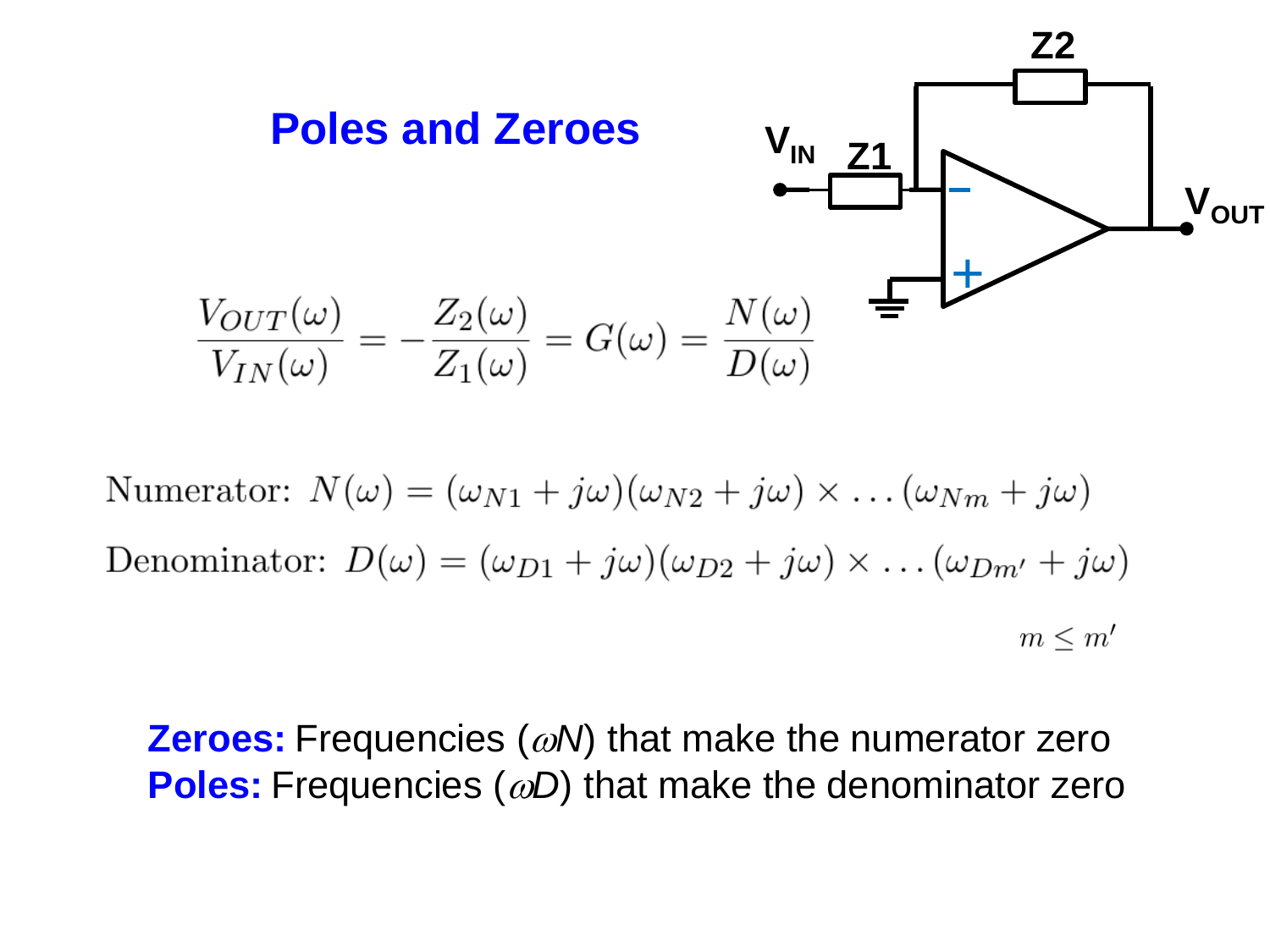# Poles and Zeroes

$$\frac{V_{OUT}(\omega)}{V_{IN}(\omega)} = -\frac{Z_2(\omega)}{Z_1(\omega)} = G(\omega) = \frac{N(\omega)}{D(\omega)}$$

Numerator: $N(\omega) = (\omega_{N1} + j\omega)(\omega_{N2} + j\omega) \times \ldots (\omega_{Nm} + j\omega)$

Denominator: $D(\omega) = (\omega_{D1} + j\omega)(\omega_{D2} + j\omega) \times \ldots (\omega_{Dm'} + j\omega)$

$m \leq m'$

**Zeroes:** Frequencies ($\omega N$) that make the numerator zero

**Poles:** Frequencies ($\omega D$) that make the denominator zero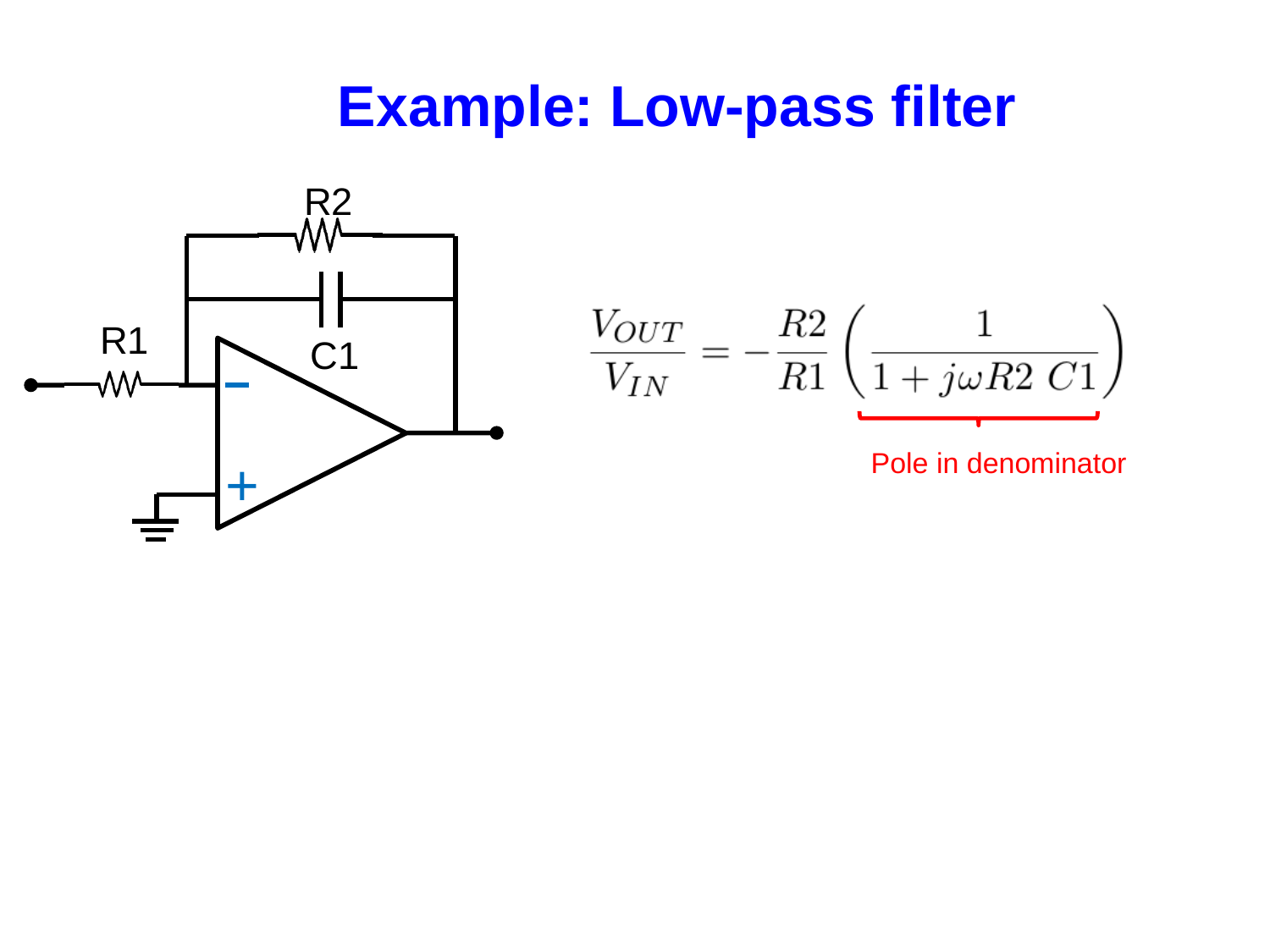# Example: Low-pass filter

R2

C1

R1

$$\frac{V_{OUT}}{V_{IN}} = -\frac{R2}{R1}\left(\frac{1}{1 + j\omega R2\ C1}\right)$$

Pole in denominator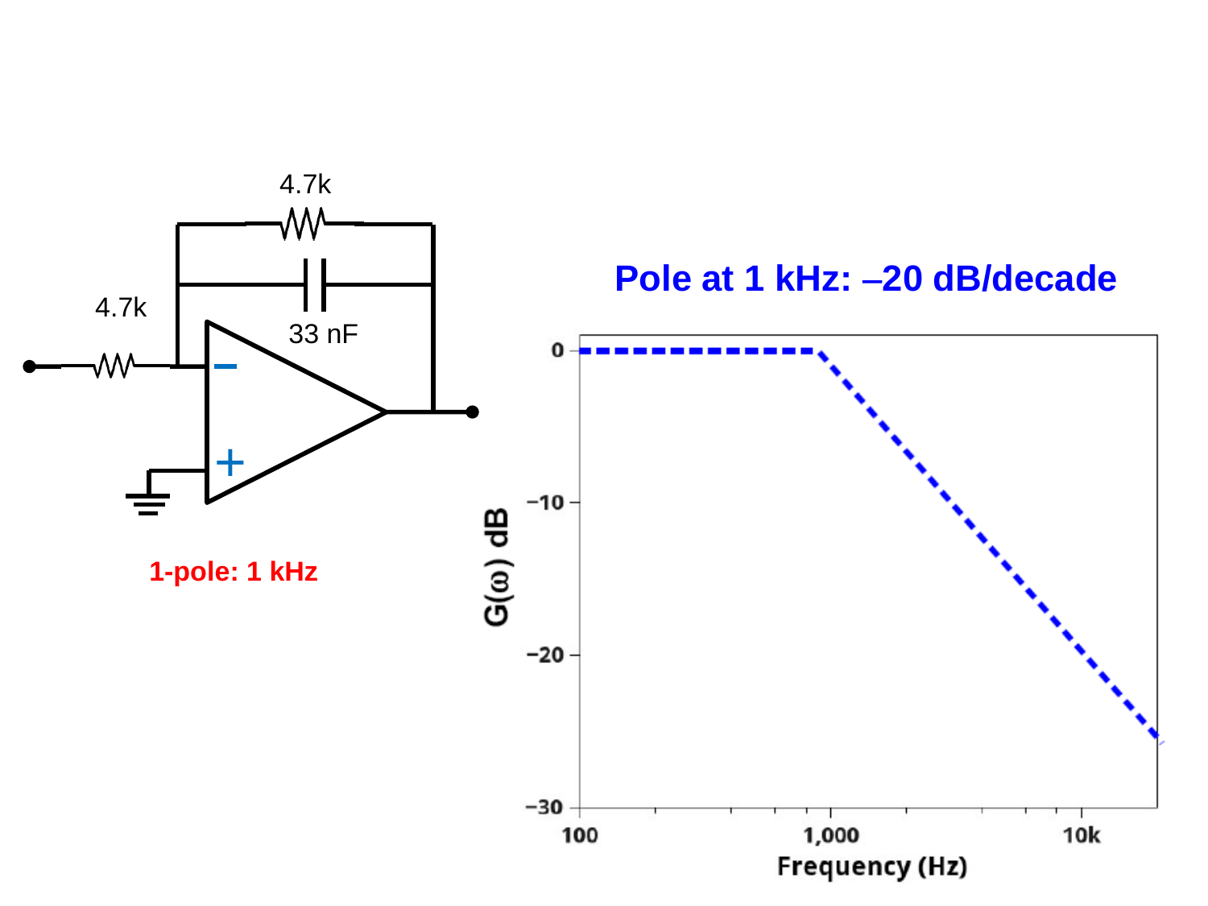## Pole at 1 kHz: –20 dB/decade

**1-pole: 1 kHz**

4.7k

4.7k

33 nF

$G(\omega)$ dB

Frequency (Hz)

0, −10, −20, −30

100, 1,000, 10k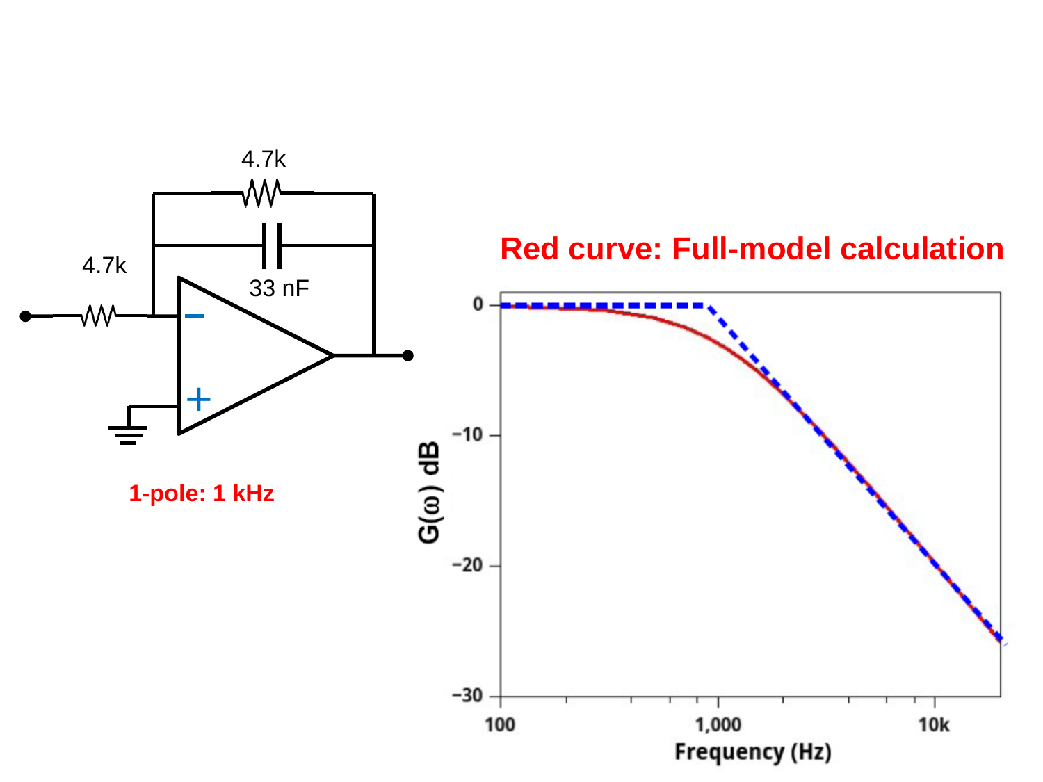**Red curve: Full-model calculation**

**1-pole: 1 kHz**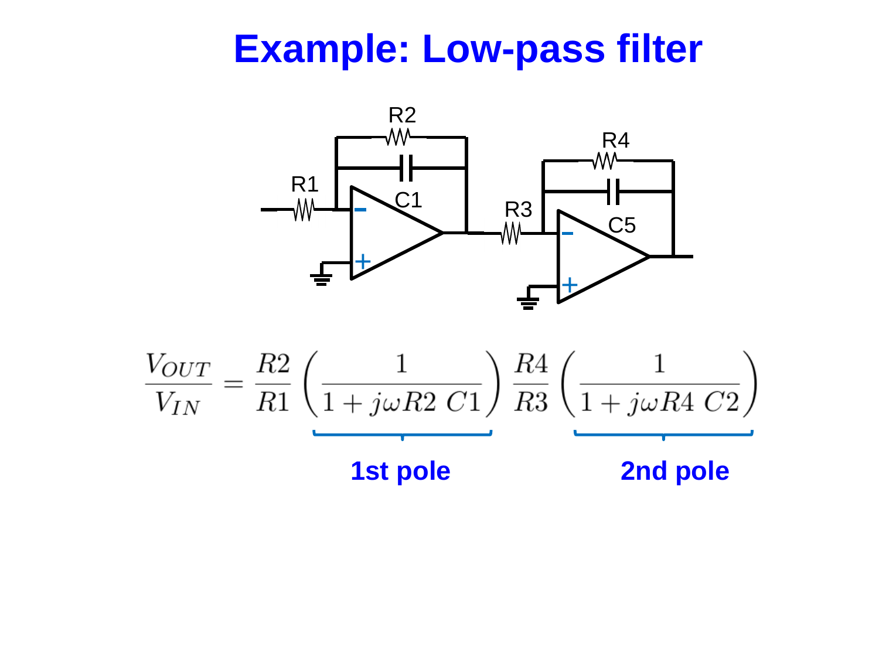# Example: Low-pass filter

$$\frac{V_{OUT}}{V_{IN}} = \frac{R2}{R1}\left(\frac{1}{1 + j\omega R2\ C1}\right)\frac{R4}{R3}\left(\frac{1}{1 + j\omega R4\ C2}\right)$$

**1st pole** (first bracketed term) — **2nd pole** (second bracketed term)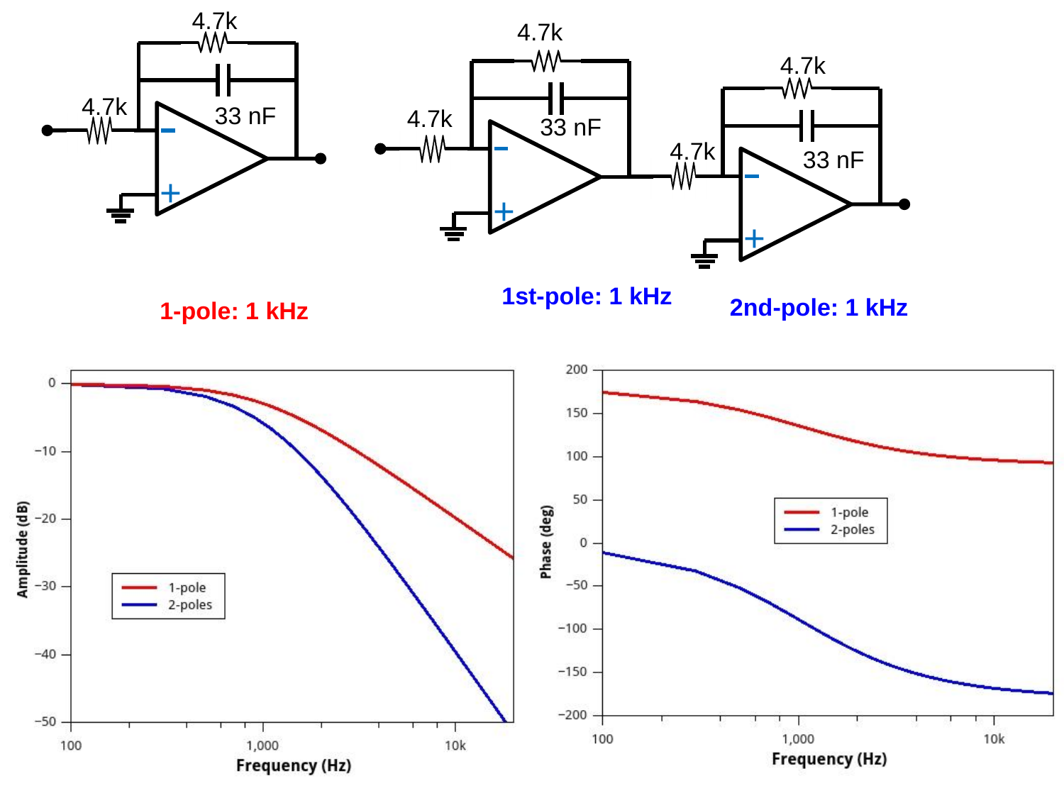4.7k

4.7k

33 nF

**1-pole: 1 kHz**

4.7k

4.7k

33 nF

4.7k

4.7k

33 nF

**1st-pole: 1 kHz**

**2nd-pole: 1 kHz**

Amplitude (dB) vs. Frequency (Hz) — legend: 1-pole, 2-poles

Phase (deg) vs. Frequency (Hz) — legend: 1-pole, 2-poles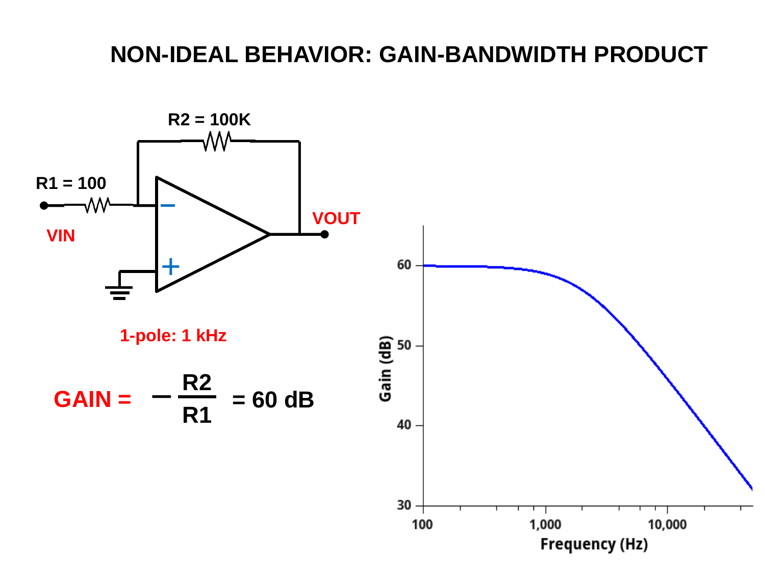# NON-IDEAL BEHAVIOR: GAIN-BANDWIDTH PRODUCT

R2 = 100K

R1 = 100

VIN

VOUT

1-pole: 1 kHz

$$\text{GAIN} = -\frac{R2}{R1} = 60\text{ dB}$$

Gain (dB)

Frequency (Hz)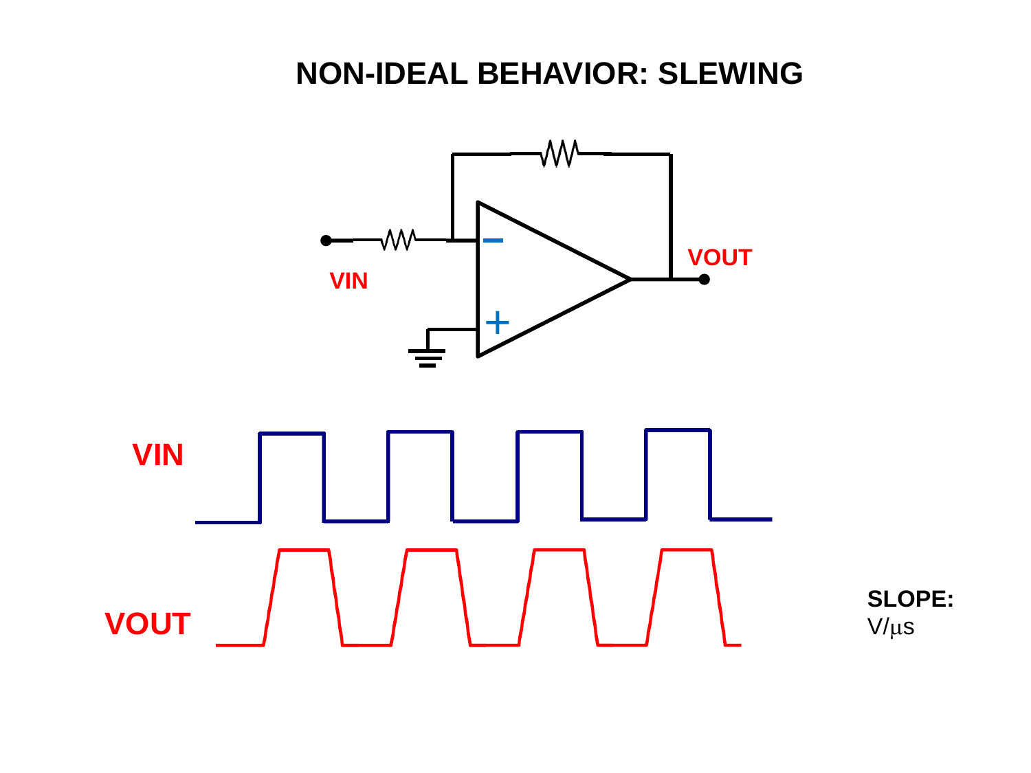# NON-IDEAL BEHAVIOR: SLEWING

VIN

VOUT

VIN

VOUT

**SLOPE:**
V/μs